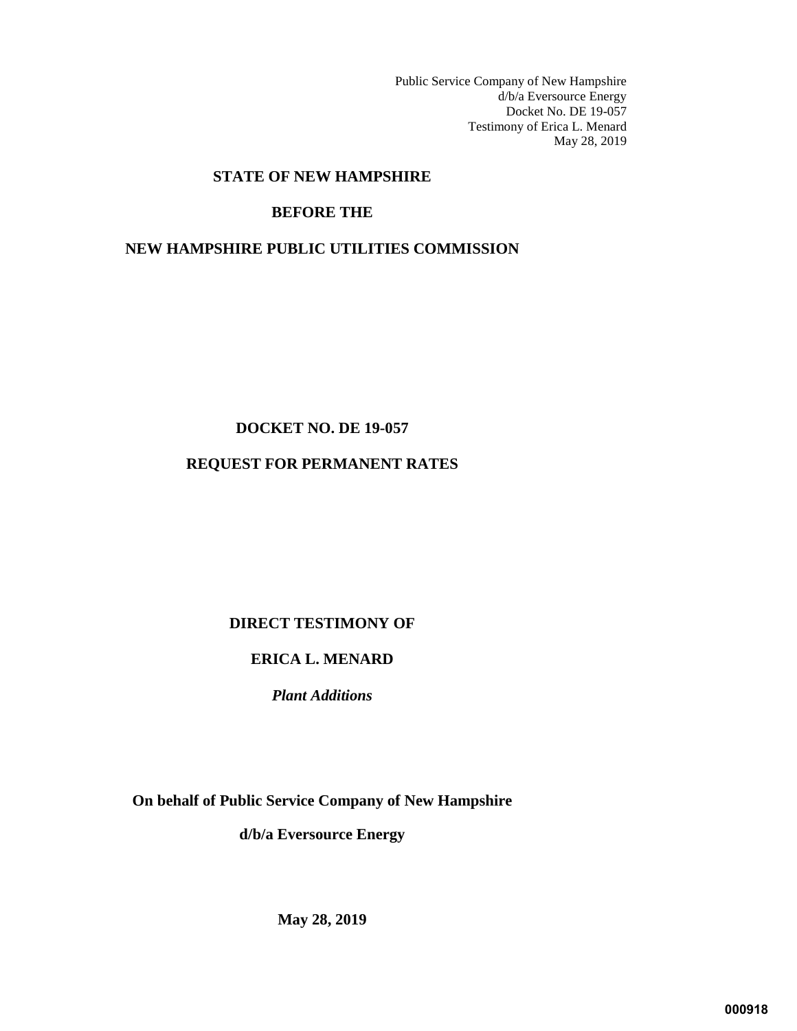Public Service Company of New Hampshire
d/b/a Eversource Energy
Docket No. DE 19-057
Testimony of Erica L. Menard
May 28, 2019

**STATE OF NEW HAMPSHIRE**

**BEFORE THE**

**NEW HAMPSHIRE PUBLIC UTILITIES COMMISSION**

**DOCKET NO. DE 19-057**

**REQUEST FOR PERMANENT RATES**

**DIRECT TESTIMONY OF**

**ERICA L. MENARD**

***Plant Additions***

**On behalf of Public Service Company of New Hampshire**

**d/b/a Eversource Energy**

**May 28, 2019**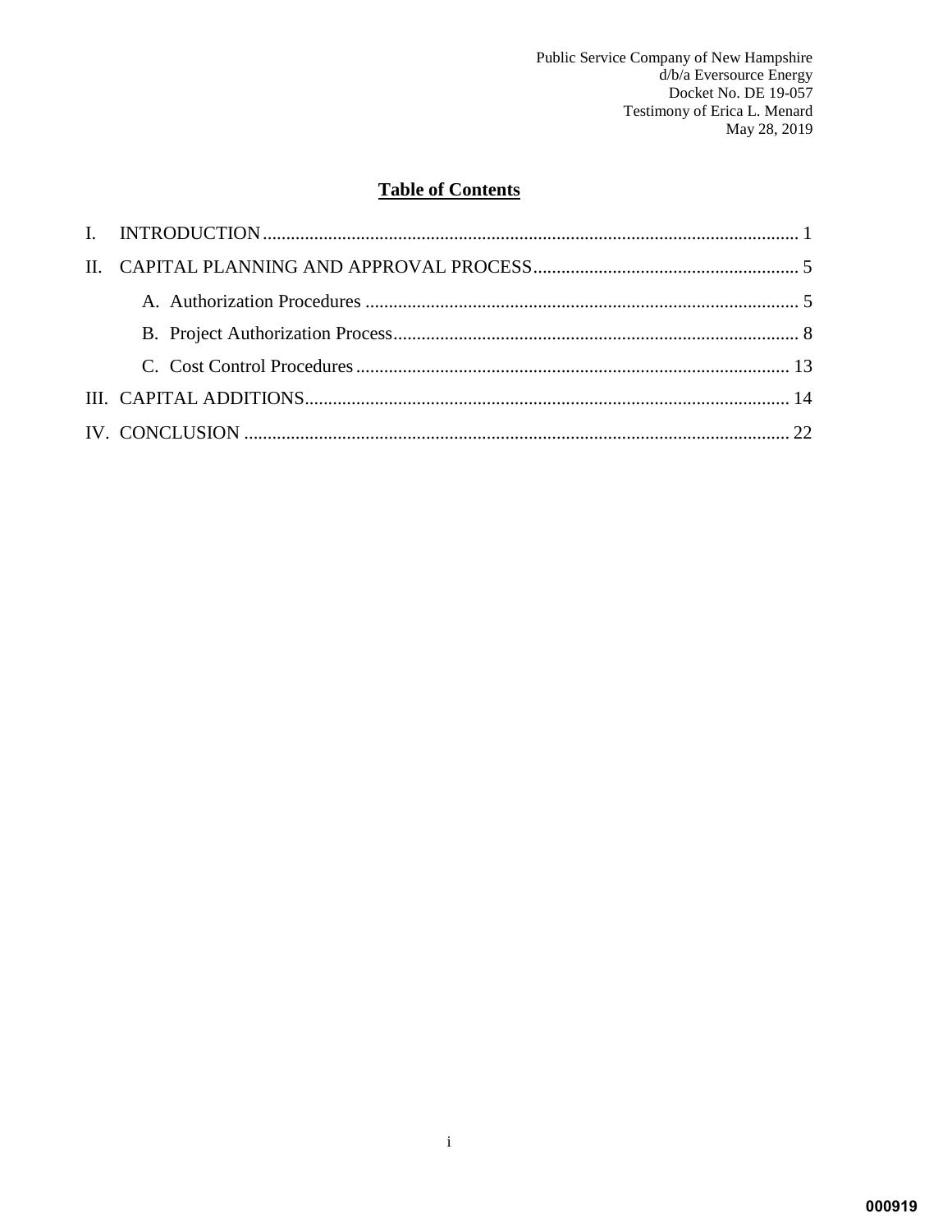## Table of Contents

I. INTRODUCTION .................................................................................................................. 1

II. CAPITAL PLANNING AND APPROVAL PROCESS ......................................................... 5

A. Authorization Procedures ............................................................................................ 5

B. Project Authorization Process ...................................................................................... 8

C. Cost Control Procedures ............................................................................................ 13

III. CAPITAL ADDITIONS ....................................................................................................... 14

IV. CONCLUSION .................................................................................................................... 22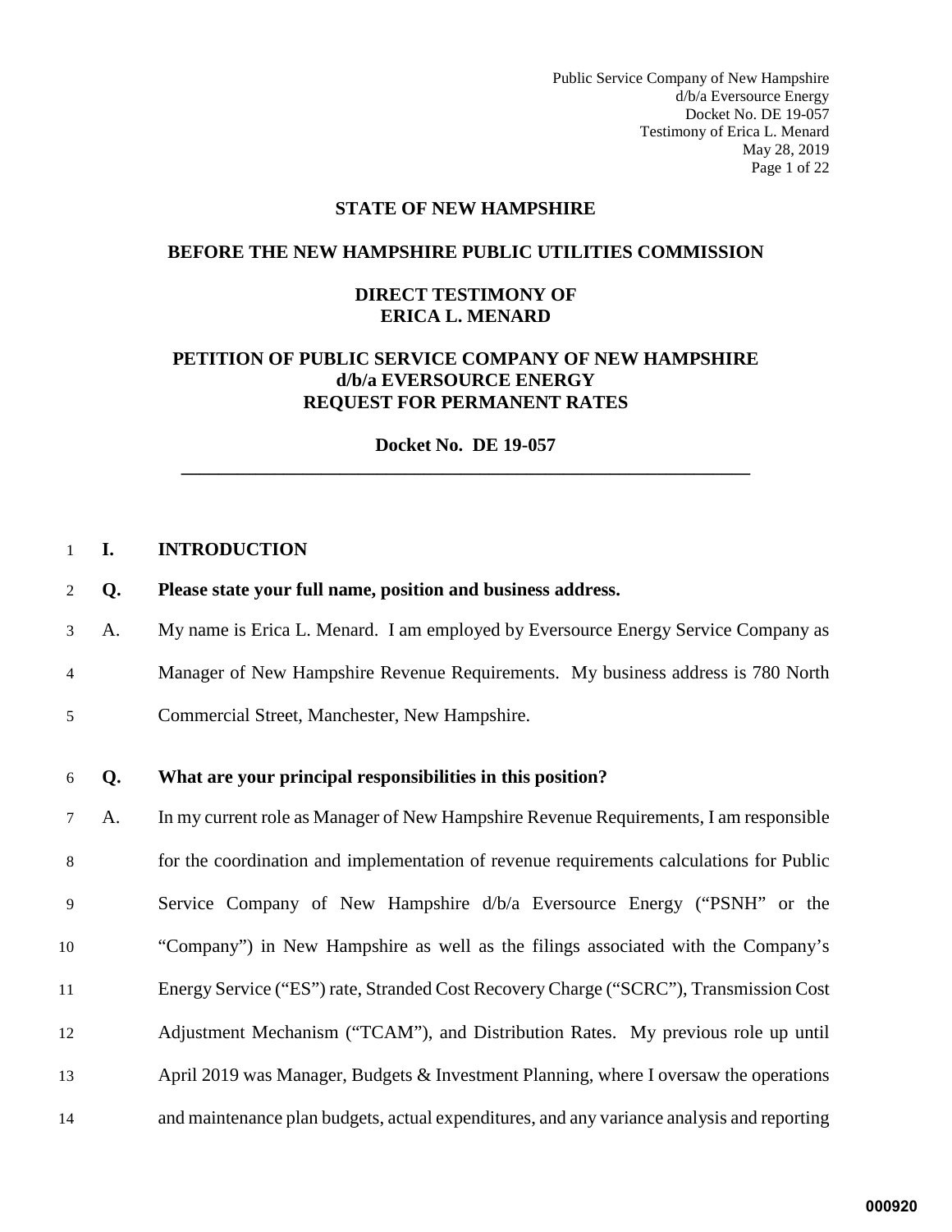**STATE OF NEW HAMPSHIRE**

**BEFORE THE NEW HAMPSHIRE PUBLIC UTILITIES COMMISSION**

**DIRECT TESTIMONY OF**
**ERICA L. MENARD**

**PETITION OF PUBLIC SERVICE COMPANY OF NEW HAMPSHIRE**
**d/b/a EVERSOURCE ENERGY**
**REQUEST FOR PERMANENT RATES**

**Docket No. DE 19-057**

---

## I. INTRODUCTION

**Q. Please state your full name, position and business address.**

A. My name is Erica L. Menard. I am employed by Eversource Energy Service Company as Manager of New Hampshire Revenue Requirements. My business address is 780 North Commercial Street, Manchester, New Hampshire.

**Q. What are your principal responsibilities in this position?**

A. In my current role as Manager of New Hampshire Revenue Requirements, I am responsible for the coordination and implementation of revenue requirements calculations for Public Service Company of New Hampshire d/b/a Eversource Energy ("PSNH" or the "Company") in New Hampshire as well as the filings associated with the Company's Energy Service ("ES") rate, Stranded Cost Recovery Charge ("SCRC"), Transmission Cost Adjustment Mechanism ("TCAM"), and Distribution Rates. My previous role up until April 2019 was Manager, Budgets & Investment Planning, where I oversaw the operations and maintenance plan budgets, actual expenditures, and any variance analysis and reporting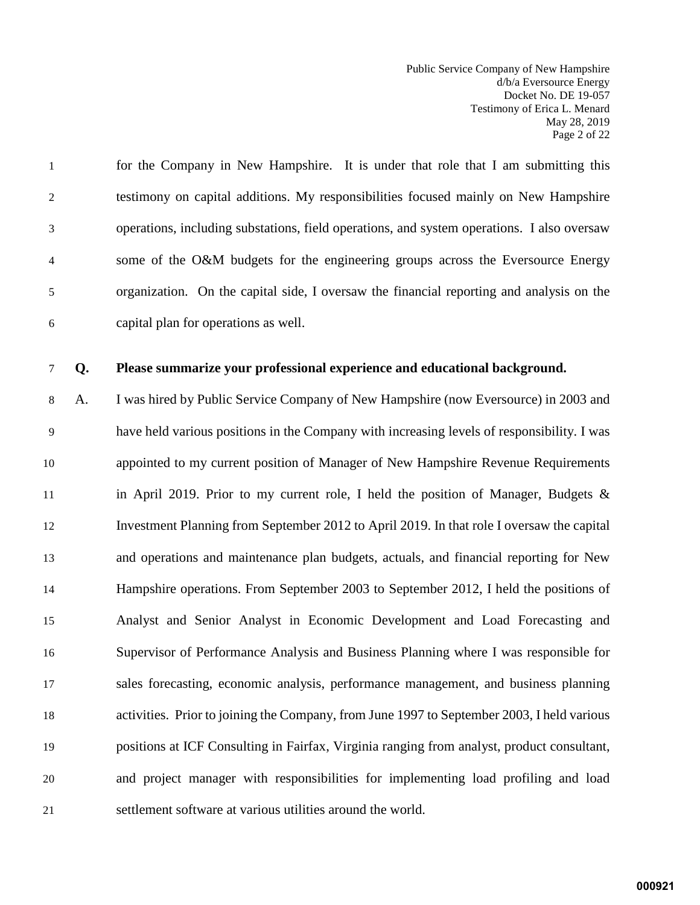for the Company in New Hampshire. It is under that role that I am submitting this testimony on capital additions. My responsibilities focused mainly on New Hampshire operations, including substations, field operations, and system operations. I also oversaw some of the O&M budgets for the engineering groups across the Eversource Energy organization. On the capital side, I oversaw the financial reporting and analysis on the capital plan for operations as well.

**Q. Please summarize your professional experience and educational background.**

A. I was hired by Public Service Company of New Hampshire (now Eversource) in 2003 and have held various positions in the Company with increasing levels of responsibility. I was appointed to my current position of Manager of New Hampshire Revenue Requirements in April 2019. Prior to my current role, I held the position of Manager, Budgets & Investment Planning from September 2012 to April 2019. In that role I oversaw the capital and operations and maintenance plan budgets, actuals, and financial reporting for New Hampshire operations. From September 2003 to September 2012, I held the positions of Analyst and Senior Analyst in Economic Development and Load Forecasting and Supervisor of Performance Analysis and Business Planning where I was responsible for sales forecasting, economic analysis, performance management, and business planning activities. Prior to joining the Company, from June 1997 to September 2003, I held various positions at ICF Consulting in Fairfax, Virginia ranging from analyst, product consultant, and project manager with responsibilities for implementing load profiling and load settlement software at various utilities around the world.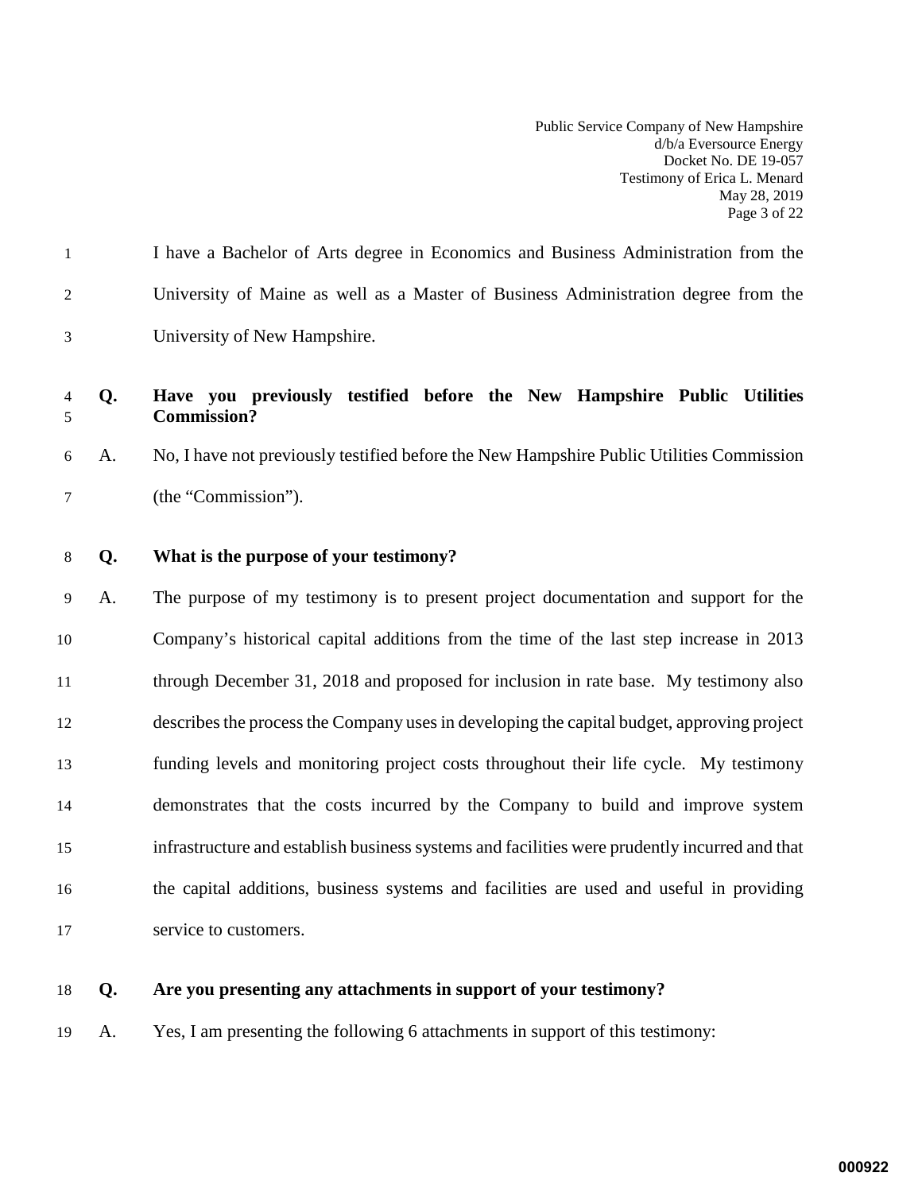I have a Bachelor of Arts degree in Economics and Business Administration from the University of Maine as well as a Master of Business Administration degree from the University of New Hampshire.

**Q. Have you previously testified before the New Hampshire Public Utilities Commission?**

A. No, I have not previously testified before the New Hampshire Public Utilities Commission (the "Commission").

**Q. What is the purpose of your testimony?**

A. The purpose of my testimony is to present project documentation and support for the Company's historical capital additions from the time of the last step increase in 2013 through December 31, 2018 and proposed for inclusion in rate base. My testimony also describes the process the Company uses in developing the capital budget, approving project funding levels and monitoring project costs throughout their life cycle. My testimony demonstrates that the costs incurred by the Company to build and improve system infrastructure and establish business systems and facilities were prudently incurred and that the capital additions, business systems and facilities are used and useful in providing service to customers.

**Q. Are you presenting any attachments in support of your testimony?**

A. Yes, I am presenting the following 6 attachments in support of this testimony: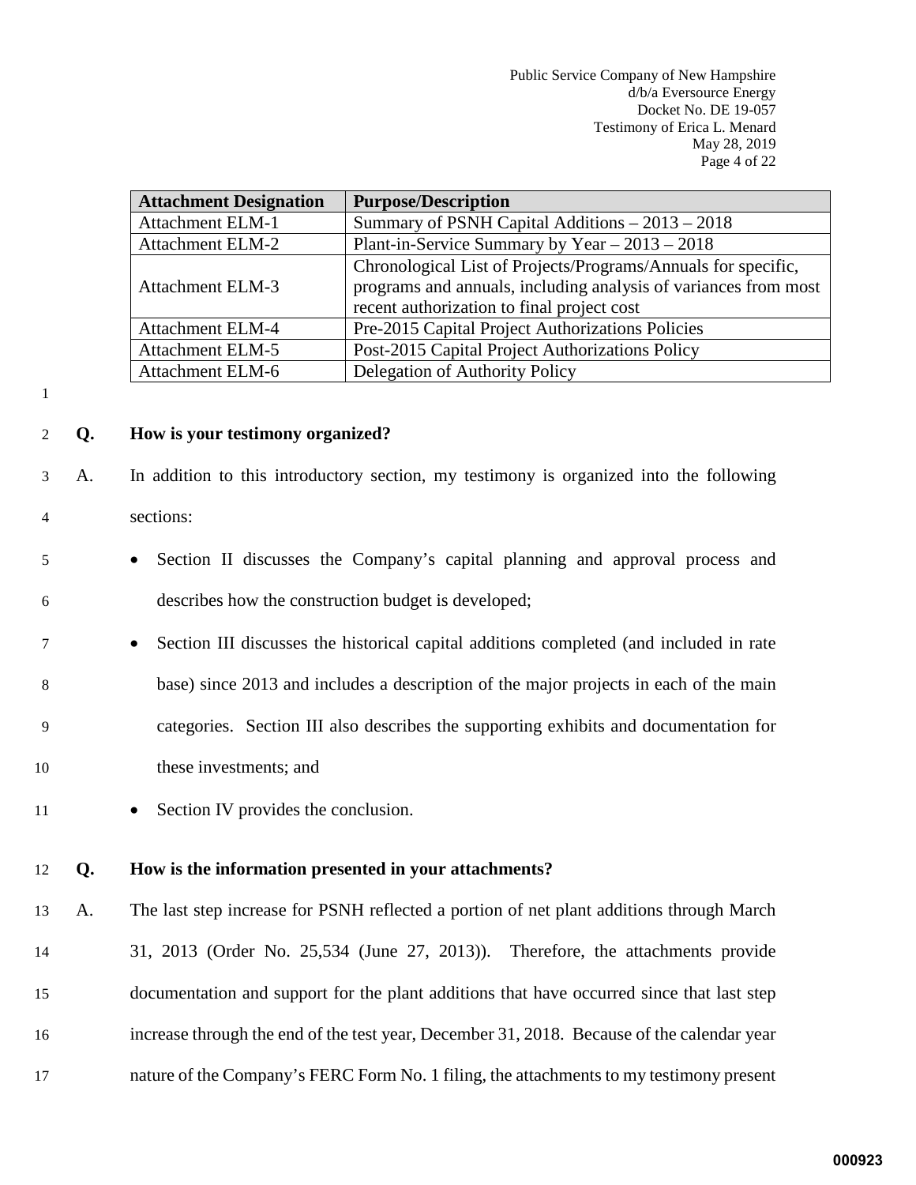| Attachment Designation | Purpose/Description |
|---|---|
| Attachment ELM-1 | Summary of PSNH Capital Additions – 2013 – 2018 |
| Attachment ELM-2 | Plant-in-Service Summary by Year – 2013 – 2018 |
| Attachment ELM-3 | Chronological List of Projects/Programs/Annuals for specific, programs and annuals, including analysis of variances from most recent authorization to final project cost |
| Attachment ELM-4 | Pre-2015 Capital Project Authorizations Policies |
| Attachment ELM-5 | Post-2015 Capital Project Authorizations Policy |
| Attachment ELM-6 | Delegation of Authority Policy |

**Q. How is your testimony organized?**

A. In addition to this introductory section, my testimony is organized into the following sections:

- Section II discusses the Company's capital planning and approval process and describes how the construction budget is developed;
- Section III discusses the historical capital additions completed (and included in rate base) since 2013 and includes a description of the major projects in each of the main categories. Section III also describes the supporting exhibits and documentation for these investments; and
- Section IV provides the conclusion.

**Q. How is the information presented in your attachments?**

A. The last step increase for PSNH reflected a portion of net plant additions through March 31, 2013 (Order No. 25,534 (June 27, 2013)). Therefore, the attachments provide documentation and support for the plant additions that have occurred since that last step increase through the end of the test year, December 31, 2018. Because of the calendar year nature of the Company's FERC Form No. 1 filing, the attachments to my testimony present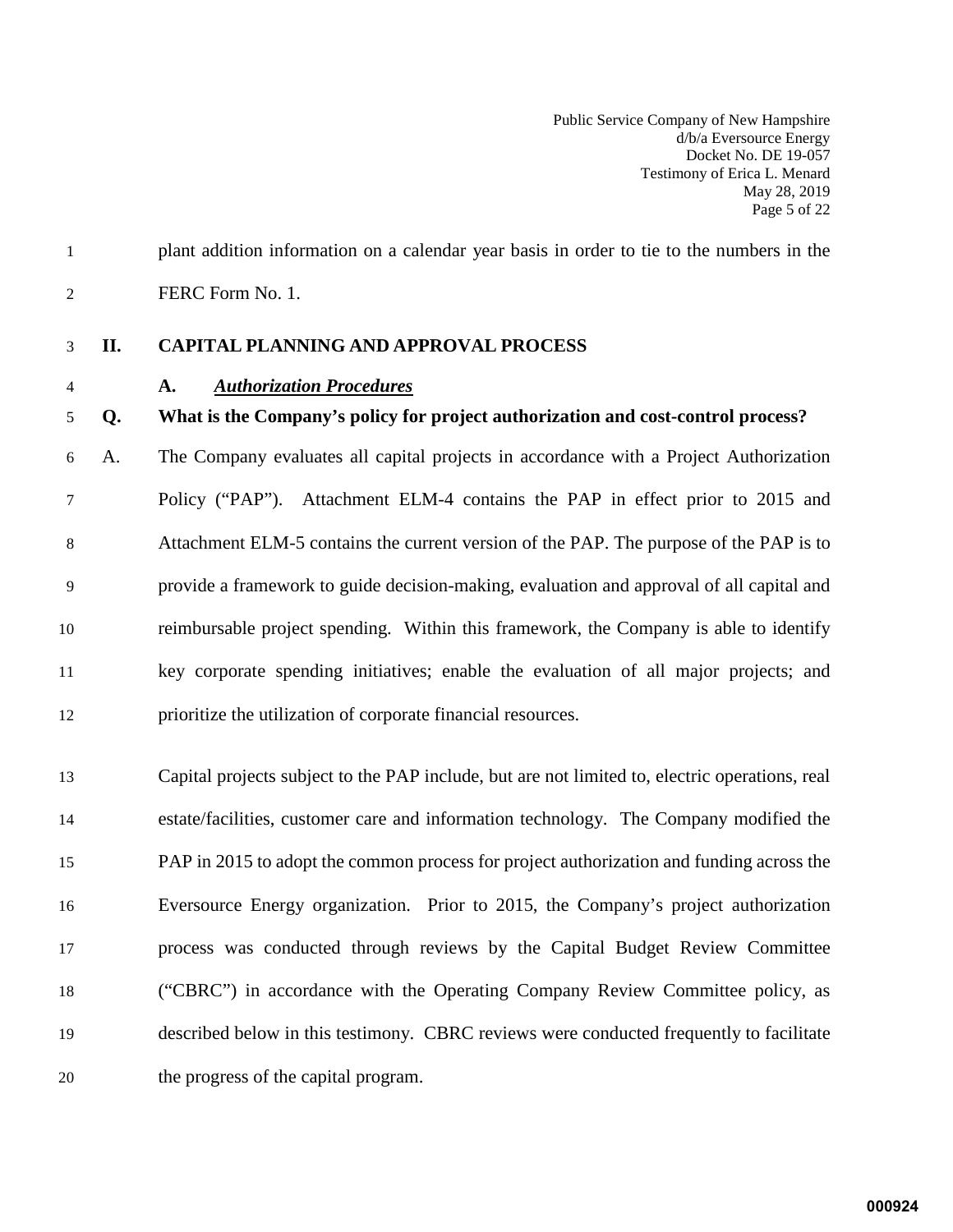plant addition information on a calendar year basis in order to tie to the numbers in the FERC Form No. 1.

## II. CAPITAL PLANNING AND APPROVAL PROCESS

### A. *Authorization Procedures*

**Q. What is the Company's policy for project authorization and cost-control process?**

A. The Company evaluates all capital projects in accordance with a Project Authorization Policy ("PAP"). Attachment ELM-4 contains the PAP in effect prior to 2015 and Attachment ELM-5 contains the current version of the PAP. The purpose of the PAP is to provide a framework to guide decision-making, evaluation and approval of all capital and reimbursable project spending. Within this framework, the Company is able to identify key corporate spending initiatives; enable the evaluation of all major projects; and prioritize the utilization of corporate financial resources.

Capital projects subject to the PAP include, but are not limited to, electric operations, real estate/facilities, customer care and information technology. The Company modified the PAP in 2015 to adopt the common process for project authorization and funding across the Eversource Energy organization. Prior to 2015, the Company's project authorization process was conducted through reviews by the Capital Budget Review Committee ("CBRC") in accordance with the Operating Company Review Committee policy, as described below in this testimony. CBRC reviews were conducted frequently to facilitate the progress of the capital program.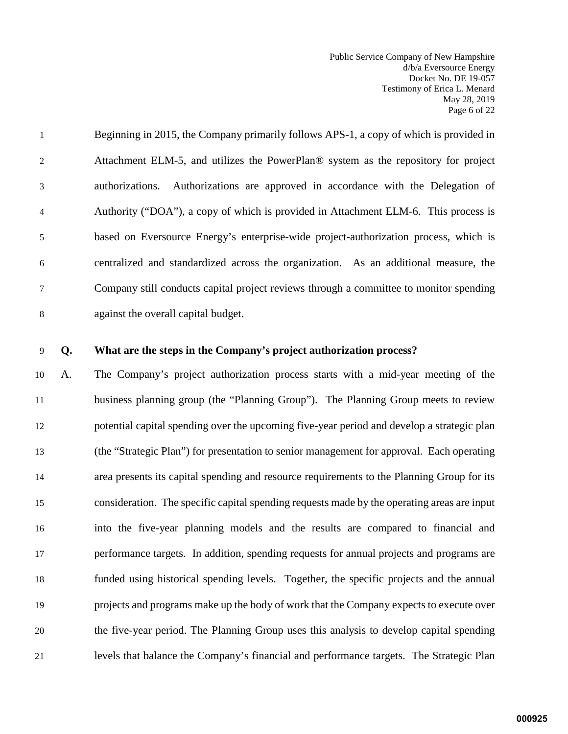Beginning in 2015, the Company primarily follows APS-1, a copy of which is provided in Attachment ELM-5, and utilizes the PowerPlan® system as the repository for project authorizations. Authorizations are approved in accordance with the Delegation of Authority ("DOA"), a copy of which is provided in Attachment ELM-6. This process is based on Eversource Energy's enterprise-wide project-authorization process, which is centralized and standardized across the organization. As an additional measure, the Company still conducts capital project reviews through a committee to monitor spending against the overall capital budget.

**Q. What are the steps in the Company's project authorization process?**

A. The Company's project authorization process starts with a mid-year meeting of the business planning group (the "Planning Group"). The Planning Group meets to review potential capital spending over the upcoming five-year period and develop a strategic plan (the "Strategic Plan") for presentation to senior management for approval. Each operating area presents its capital spending and resource requirements to the Planning Group for its consideration. The specific capital spending requests made by the operating areas are input into the five-year planning models and the results are compared to financial and performance targets. In addition, spending requests for annual projects and programs are funded using historical spending levels. Together, the specific projects and the annual projects and programs make up the body of work that the Company expects to execute over the five-year period. The Planning Group uses this analysis to develop capital spending levels that balance the Company's financial and performance targets. The Strategic Plan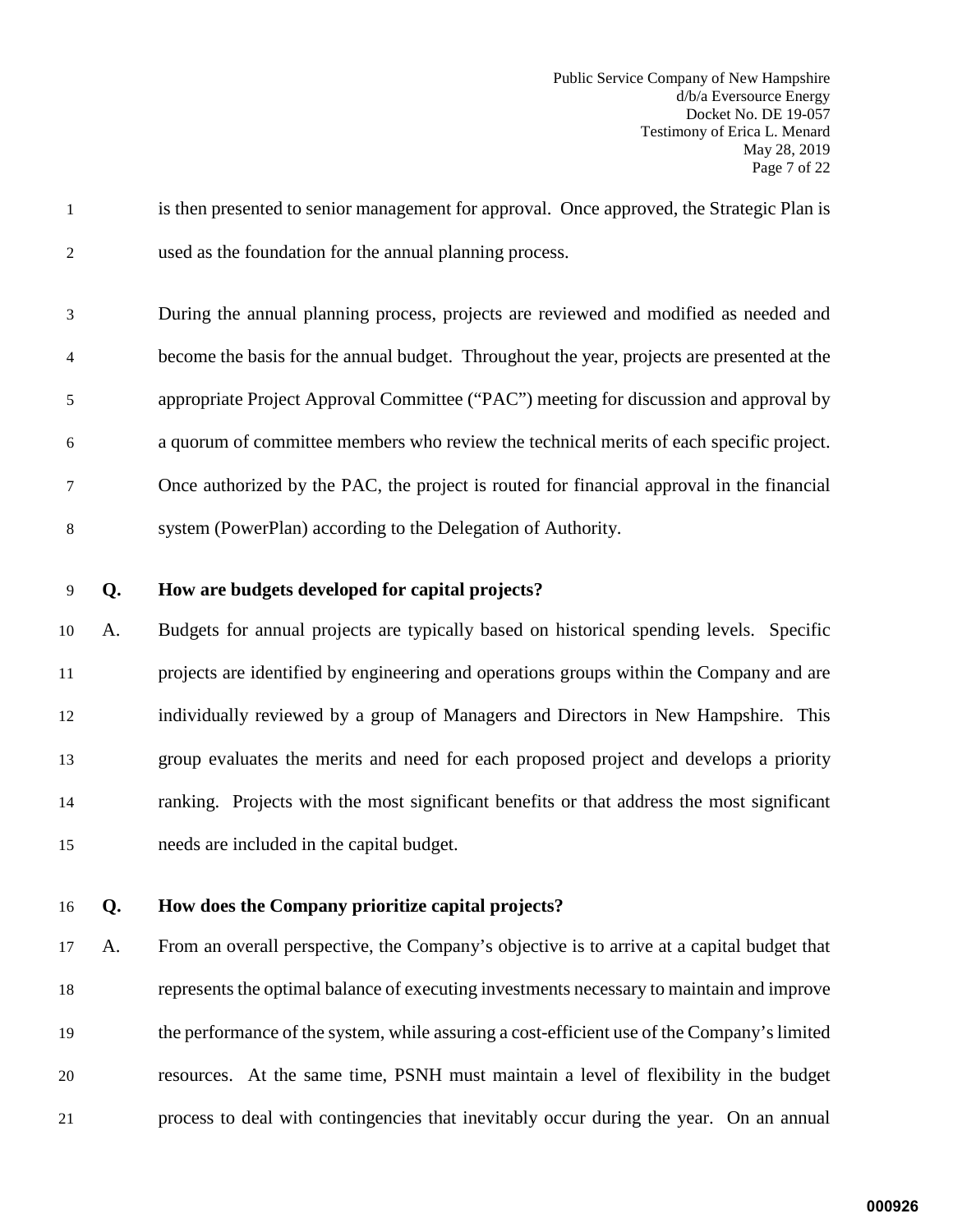is then presented to senior management for approval. Once approved, the Strategic Plan is used as the foundation for the annual planning process.

During the annual planning process, projects are reviewed and modified as needed and become the basis for the annual budget. Throughout the year, projects are presented at the appropriate Project Approval Committee ("PAC") meeting for discussion and approval by a quorum of committee members who review the technical merits of each specific project. Once authorized by the PAC, the project is routed for financial approval in the financial system (PowerPlan) according to the Delegation of Authority.

**Q. How are budgets developed for capital projects?**

A. Budgets for annual projects are typically based on historical spending levels. Specific projects are identified by engineering and operations groups within the Company and are individually reviewed by a group of Managers and Directors in New Hampshire. This group evaluates the merits and need for each proposed project and develops a priority ranking. Projects with the most significant benefits or that address the most significant needs are included in the capital budget.

**Q. How does the Company prioritize capital projects?**

A. From an overall perspective, the Company's objective is to arrive at a capital budget that represents the optimal balance of executing investments necessary to maintain and improve the performance of the system, while assuring a cost-efficient use of the Company's limited resources. At the same time, PSNH must maintain a level of flexibility in the budget process to deal with contingencies that inevitably occur during the year. On an annual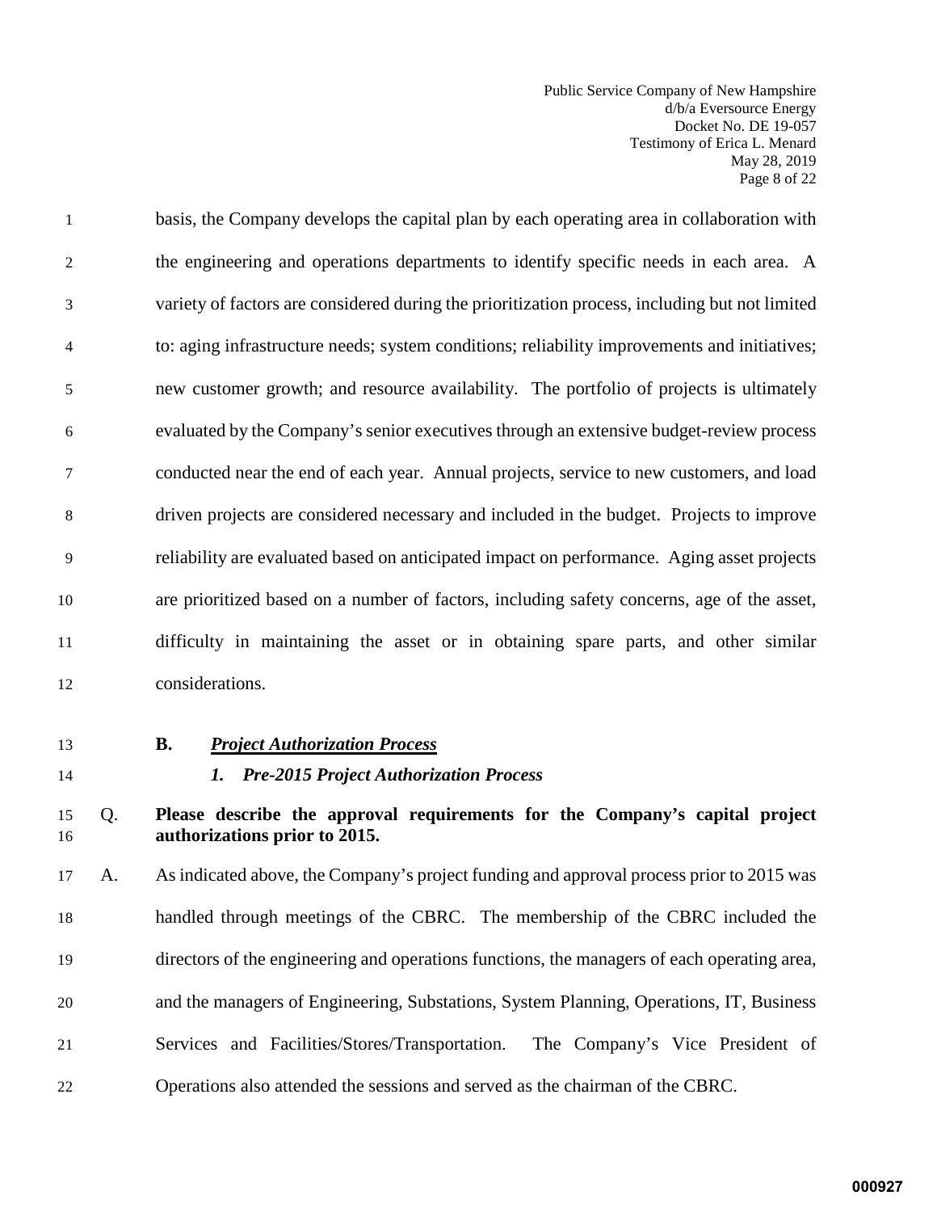basis, the Company develops the capital plan by each operating area in collaboration with the engineering and operations departments to identify specific needs in each area. A variety of factors are considered during the prioritization process, including but not limited to: aging infrastructure needs; system conditions; reliability improvements and initiatives; new customer growth; and resource availability. The portfolio of projects is ultimately evaluated by the Company's senior executives through an extensive budget-review process conducted near the end of each year. Annual projects, service to new customers, and load driven projects are considered necessary and included in the budget. Projects to improve reliability are evaluated based on anticipated impact on performance. Aging asset projects are prioritized based on a number of factors, including safety concerns, age of the asset, difficulty in maintaining the asset or in obtaining spare parts, and other similar considerations.

### B. *Project Authorization Process*

#### *1. Pre-2015 Project Authorization Process*

**Q. Please describe the approval requirements for the Company's capital project authorizations prior to 2015.**

A. As indicated above, the Company's project funding and approval process prior to 2015 was handled through meetings of the CBRC. The membership of the CBRC included the directors of the engineering and operations functions, the managers of each operating area, and the managers of Engineering, Substations, System Planning, Operations, IT, Business Services and Facilities/Stores/Transportation. The Company's Vice President of Operations also attended the sessions and served as the chairman of the CBRC.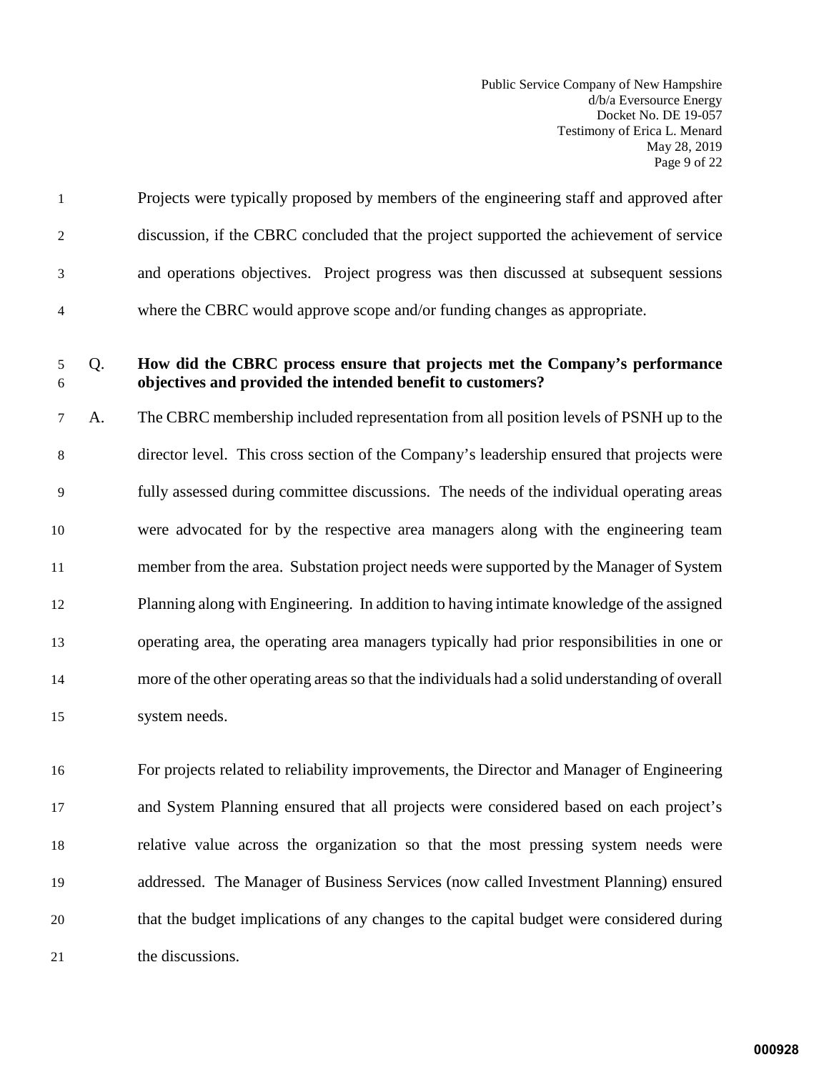Projects were typically proposed by members of the engineering staff and approved after discussion, if the CBRC concluded that the project supported the achievement of service and operations objectives. Project progress was then discussed at subsequent sessions where the CBRC would approve scope and/or funding changes as appropriate.

**Q. How did the CBRC process ensure that projects met the Company's performance objectives and provided the intended benefit to customers?**

A. The CBRC membership included representation from all position levels of PSNH up to the director level. This cross section of the Company's leadership ensured that projects were fully assessed during committee discussions. The needs of the individual operating areas were advocated for by the respective area managers along with the engineering team member from the area. Substation project needs were supported by the Manager of System Planning along with Engineering. In addition to having intimate knowledge of the assigned operating area, the operating area managers typically had prior responsibilities in one or more of the other operating areas so that the individuals had a solid understanding of overall system needs.

For projects related to reliability improvements, the Director and Manager of Engineering and System Planning ensured that all projects were considered based on each project's relative value across the organization so that the most pressing system needs were addressed. The Manager of Business Services (now called Investment Planning) ensured that the budget implications of any changes to the capital budget were considered during the discussions.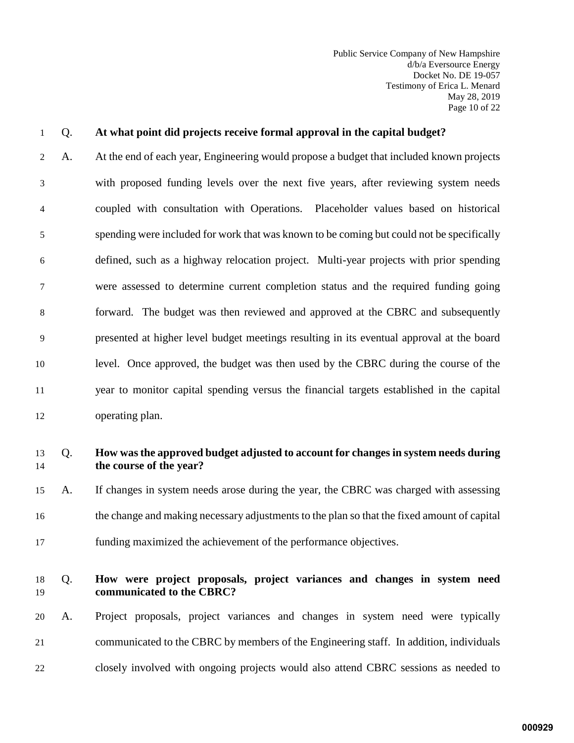**Q. At what point did projects receive formal approval in the capital budget?**

A. At the end of each year, Engineering would propose a budget that included known projects with proposed funding levels over the next five years, after reviewing system needs coupled with consultation with Operations. Placeholder values based on historical spending were included for work that was known to be coming but could not be specifically defined, such as a highway relocation project. Multi-year projects with prior spending were assessed to determine current completion status and the required funding going forward. The budget was then reviewed and approved at the CBRC and subsequently presented at higher level budget meetings resulting in its eventual approval at the board level. Once approved, the budget was then used by the CBRC during the course of the year to monitor capital spending versus the financial targets established in the capital operating plan.

**Q. How was the approved budget adjusted to account for changes in system needs during the course of the year?**

A. If changes in system needs arose during the year, the CBRC was charged with assessing the change and making necessary adjustments to the plan so that the fixed amount of capital funding maximized the achievement of the performance objectives.

**Q. How were project proposals, project variances and changes in system need communicated to the CBRC?**

A. Project proposals, project variances and changes in system need were typically communicated to the CBRC by members of the Engineering staff. In addition, individuals closely involved with ongoing projects would also attend CBRC sessions as needed to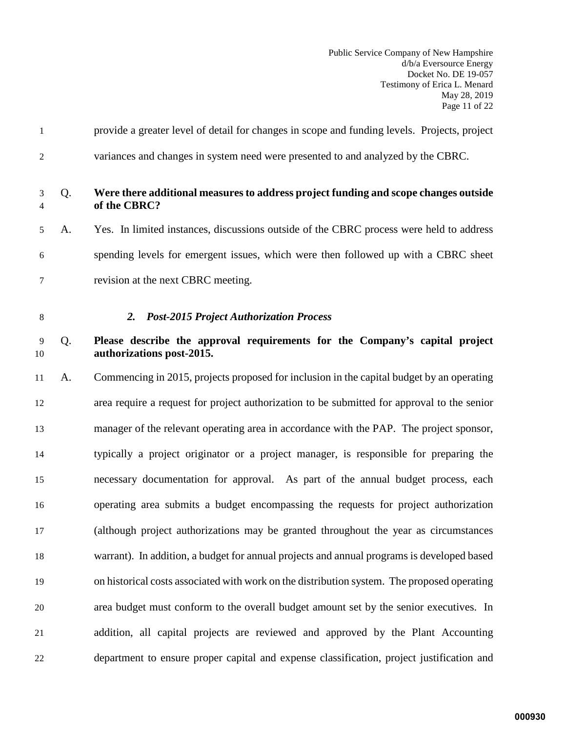provide a greater level of detail for changes in scope and funding levels. Projects, project variances and changes in system need were presented to and analyzed by the CBRC.

**Q. Were there additional measures to address project funding and scope changes outside of the CBRC?**

A. Yes. In limited instances, discussions outside of the CBRC process were held to address spending levels for emergent issues, which were then followed up with a CBRC sheet revision at the next CBRC meeting.

### *2. Post-2015 Project Authorization Process*

**Q. Please describe the approval requirements for the Company's capital project authorizations post-2015.**

A. Commencing in 2015, projects proposed for inclusion in the capital budget by an operating area require a request for project authorization to be submitted for approval to the senior manager of the relevant operating area in accordance with the PAP. The project sponsor, typically a project originator or a project manager, is responsible for preparing the necessary documentation for approval. As part of the annual budget process, each operating area submits a budget encompassing the requests for project authorization (although project authorizations may be granted throughout the year as circumstances warrant). In addition, a budget for annual projects and annual programs is developed based on historical costs associated with work on the distribution system. The proposed operating area budget must conform to the overall budget amount set by the senior executives. In addition, all capital projects are reviewed and approved by the Plant Accounting department to ensure proper capital and expense classification, project justification and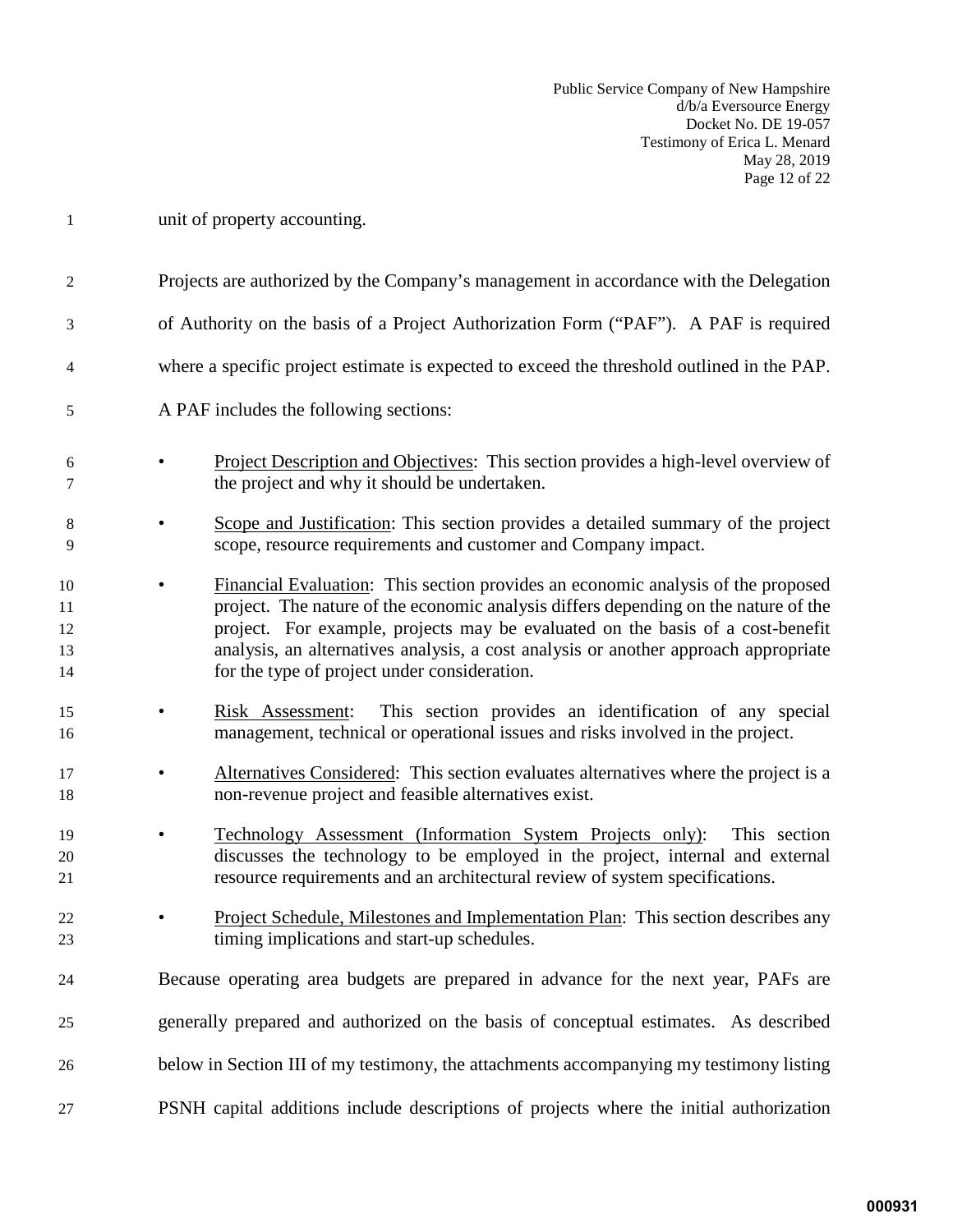unit of property accounting.

Projects are authorized by the Company's management in accordance with the Delegation of Authority on the basis of a Project Authorization Form ("PAF"). A PAF is required where a specific project estimate is expected to exceed the threshold outlined in the PAP. A PAF includes the following sections:

- Project Description and Objectives: This section provides a high-level overview of the project and why it should be undertaken.
- Scope and Justification: This section provides a detailed summary of the project scope, resource requirements and customer and Company impact.
- Financial Evaluation: This section provides an economic analysis of the proposed project. The nature of the economic analysis differs depending on the nature of the project. For example, projects may be evaluated on the basis of a cost-benefit analysis, an alternatives analysis, a cost analysis or another approach appropriate for the type of project under consideration.
- Risk Assessment: This section provides an identification of any special management, technical or operational issues and risks involved in the project.
- Alternatives Considered: This section evaluates alternatives where the project is a non-revenue project and feasible alternatives exist.
- Technology Assessment (Information System Projects only): This section discusses the technology to be employed in the project, internal and external resource requirements and an architectural review of system specifications.
- Project Schedule, Milestones and Implementation Plan: This section describes any timing implications and start-up schedules.

Because operating area budgets are prepared in advance for the next year, PAFs are generally prepared and authorized on the basis of conceptual estimates. As described below in Section III of my testimony, the attachments accompanying my testimony listing PSNH capital additions include descriptions of projects where the initial authorization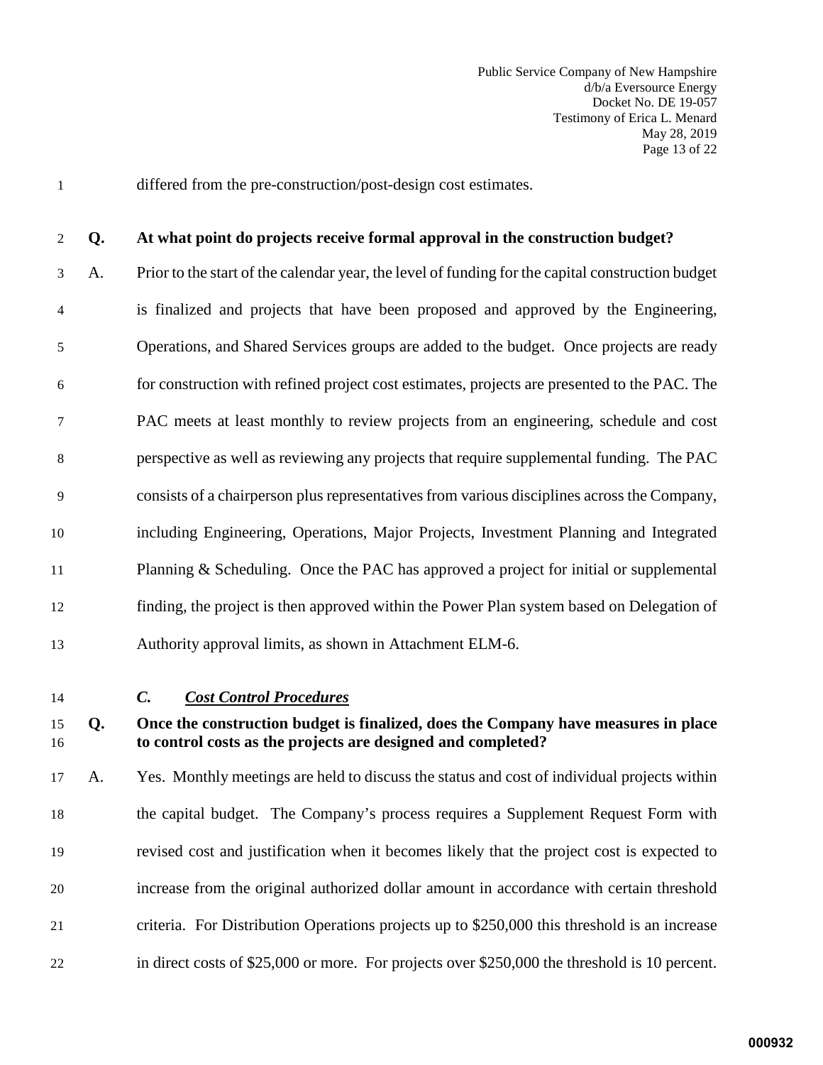differed from the pre-construction/post-design cost estimates.

**Q. At what point do projects receive formal approval in the construction budget?**

A. Prior to the start of the calendar year, the level of funding for the capital construction budget is finalized and projects that have been proposed and approved by the Engineering, Operations, and Shared Services groups are added to the budget. Once projects are ready for construction with refined project cost estimates, projects are presented to the PAC. The PAC meets at least monthly to review projects from an engineering, schedule and cost perspective as well as reviewing any projects that require supplemental funding. The PAC consists of a chairperson plus representatives from various disciplines across the Company, including Engineering, Operations, Major Projects, Investment Planning and Integrated Planning & Scheduling. Once the PAC has approved a project for initial or supplemental finding, the project is then approved within the Power Plan system based on Delegation of Authority approval limits, as shown in Attachment ELM-6.

### *C. Cost Control Procedures*

**Q. Once the construction budget is finalized, does the Company have measures in place to control costs as the projects are designed and completed?**

A. Yes. Monthly meetings are held to discuss the status and cost of individual projects within the capital budget. The Company's process requires a Supplement Request Form with revised cost and justification when it becomes likely that the project cost is expected to increase from the original authorized dollar amount in accordance with certain threshold criteria. For Distribution Operations projects up to $250,000 this threshold is an increase in direct costs of $25,000 or more. For projects over $250,000 the threshold is 10 percent.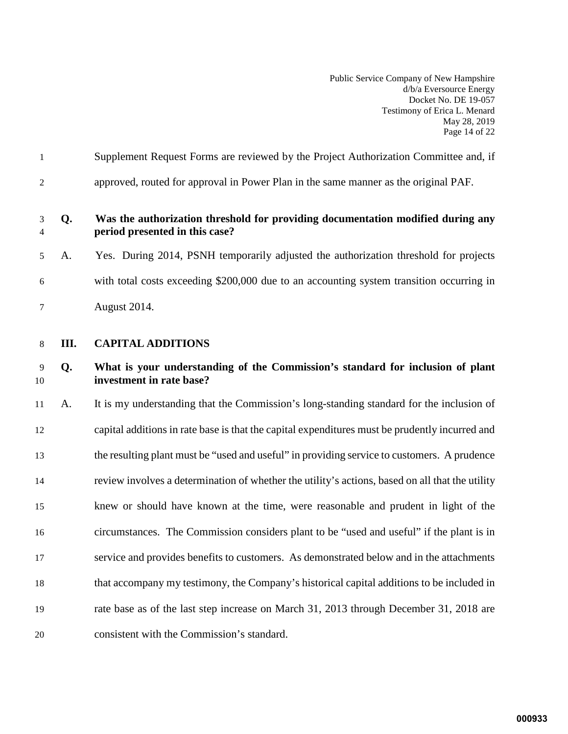Supplement Request Forms are reviewed by the Project Authorization Committee and, if approved, routed for approval in Power Plan in the same manner as the original PAF.

**Q. Was the authorization threshold for providing documentation modified during any period presented in this case?**

A. Yes. During 2014, PSNH temporarily adjusted the authorization threshold for projects with total costs exceeding $200,000 due to an accounting system transition occurring in August 2014.

## III. CAPITAL ADDITIONS

**Q. What is your understanding of the Commission's standard for inclusion of plant investment in rate base?**

A. It is my understanding that the Commission's long-standing standard for the inclusion of capital additions in rate base is that the capital expenditures must be prudently incurred and the resulting plant must be "used and useful" in providing service to customers. A prudence review involves a determination of whether the utility's actions, based on all that the utility knew or should have known at the time, were reasonable and prudent in light of the circumstances. The Commission considers plant to be "used and useful" if the plant is in service and provides benefits to customers. As demonstrated below and in the attachments that accompany my testimony, the Company's historical capital additions to be included in rate base as of the last step increase on March 31, 2013 through December 31, 2018 are consistent with the Commission's standard.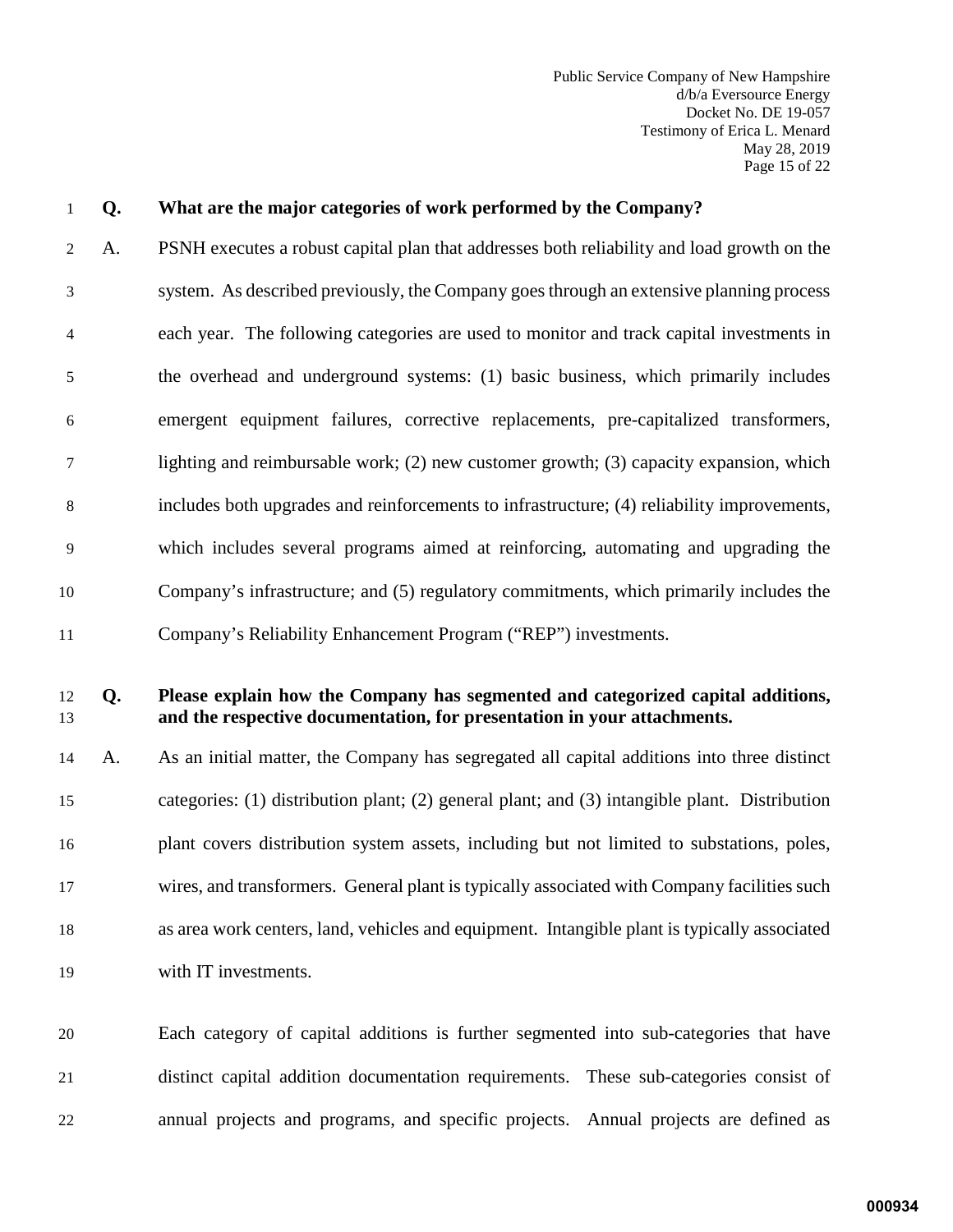**Q. What are the major categories of work performed by the Company?**

A. PSNH executes a robust capital plan that addresses both reliability and load growth on the system. As described previously, the Company goes through an extensive planning process each year. The following categories are used to monitor and track capital investments in the overhead and underground systems: (1) basic business, which primarily includes emergent equipment failures, corrective replacements, pre-capitalized transformers, lighting and reimbursable work; (2) new customer growth; (3) capacity expansion, which includes both upgrades and reinforcements to infrastructure; (4) reliability improvements, which includes several programs aimed at reinforcing, automating and upgrading the Company's infrastructure; and (5) regulatory commitments, which primarily includes the Company's Reliability Enhancement Program ("REP") investments.

**Q. Please explain how the Company has segmented and categorized capital additions, and the respective documentation, for presentation in your attachments.**

A. As an initial matter, the Company has segregated all capital additions into three distinct categories: (1) distribution plant; (2) general plant; and (3) intangible plant. Distribution plant covers distribution system assets, including but not limited to substations, poles, wires, and transformers. General plant is typically associated with Company facilities such as area work centers, land, vehicles and equipment. Intangible plant is typically associated with IT investments.

Each category of capital additions is further segmented into sub-categories that have distinct capital addition documentation requirements. These sub-categories consist of annual projects and programs, and specific projects. Annual projects are defined as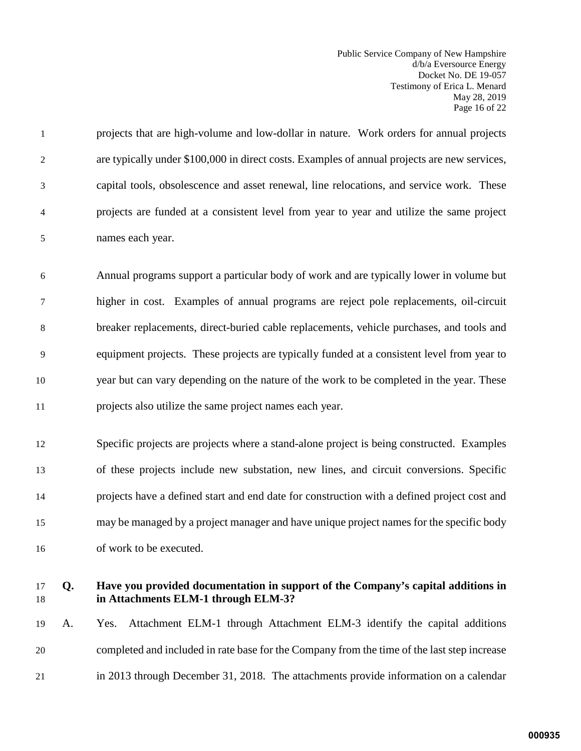projects that are high-volume and low-dollar in nature. Work orders for annual projects are typically under $100,000 in direct costs. Examples of annual projects are new services, capital tools, obsolescence and asset renewal, line relocations, and service work. These projects are funded at a consistent level from year to year and utilize the same project names each year.

Annual programs support a particular body of work and are typically lower in volume but higher in cost. Examples of annual programs are reject pole replacements, oil-circuit breaker replacements, direct-buried cable replacements, vehicle purchases, and tools and equipment projects. These projects are typically funded at a consistent level from year to year but can vary depending on the nature of the work to be completed in the year. These projects also utilize the same project names each year.

Specific projects are projects where a stand-alone project is being constructed. Examples of these projects include new substation, new lines, and circuit conversions. Specific projects have a defined start and end date for construction with a defined project cost and may be managed by a project manager and have unique project names for the specific body of work to be executed.

**Q. Have you provided documentation in support of the Company's capital additions in in Attachments ELM-1 through ELM-3?**

A. Yes. Attachment ELM-1 through Attachment ELM-3 identify the capital additions completed and included in rate base for the Company from the time of the last step increase in 2013 through December 31, 2018. The attachments provide information on a calendar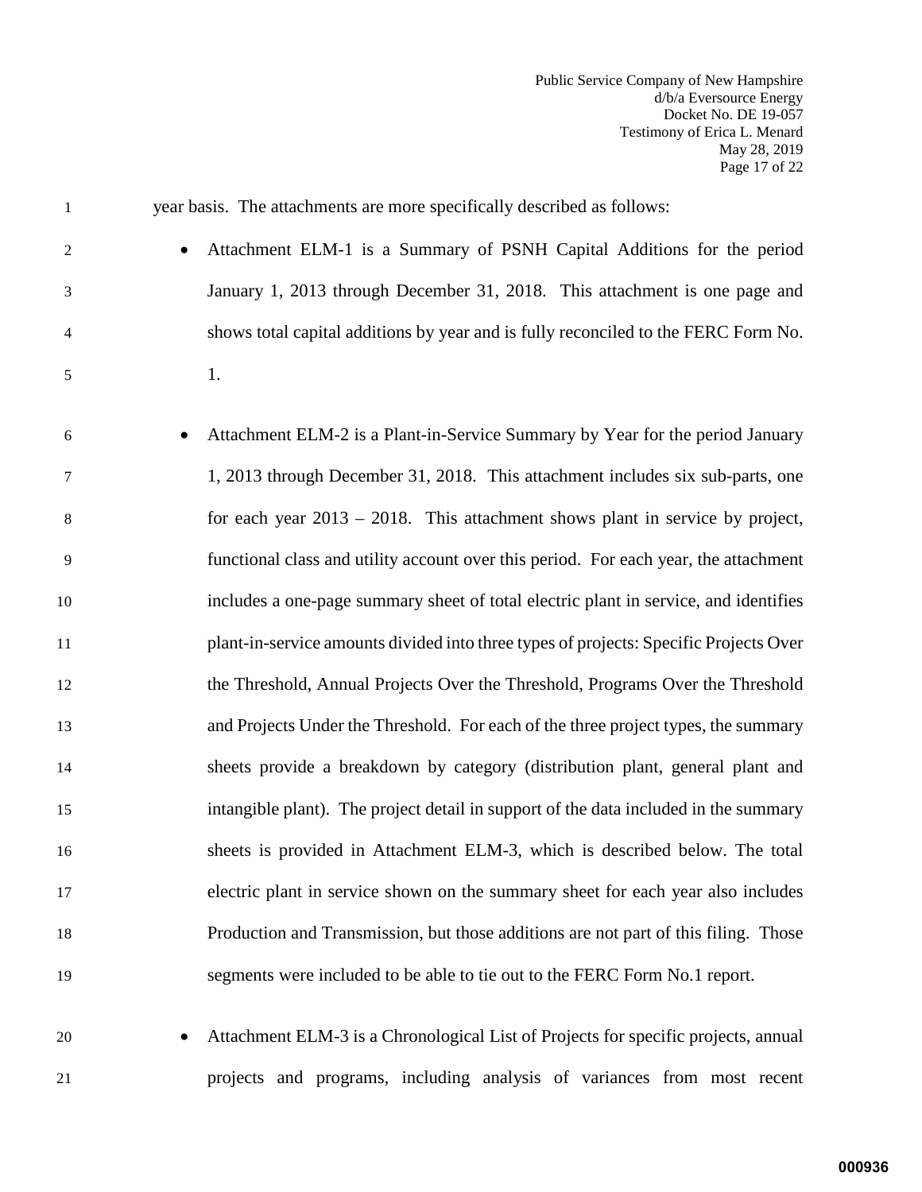year basis. The attachments are more specifically described as follows:

- Attachment ELM-1 is a Summary of PSNH Capital Additions for the period January 1, 2013 through December 31, 2018. This attachment is one page and shows total capital additions by year and is fully reconciled to the FERC Form No. 1.

- Attachment ELM-2 is a Plant-in-Service Summary by Year for the period January 1, 2013 through December 31, 2018. This attachment includes six sub-parts, one for each year 2013 – 2018. This attachment shows plant in service by project, functional class and utility account over this period. For each year, the attachment includes a one-page summary sheet of total electric plant in service, and identifies plant-in-service amounts divided into three types of projects: Specific Projects Over the Threshold, Annual Projects Over the Threshold, Programs Over the Threshold and Projects Under the Threshold. For each of the three project types, the summary sheets provide a breakdown by category (distribution plant, general plant and intangible plant). The project detail in support of the data included in the summary sheets is provided in Attachment ELM-3, which is described below. The total electric plant in service shown on the summary sheet for each year also includes Production and Transmission, but those additions are not part of this filing. Those segments were included to be able to tie out to the FERC Form No.1 report.

- Attachment ELM-3 is a Chronological List of Projects for specific projects, annual projects and programs, including analysis of variances from most recent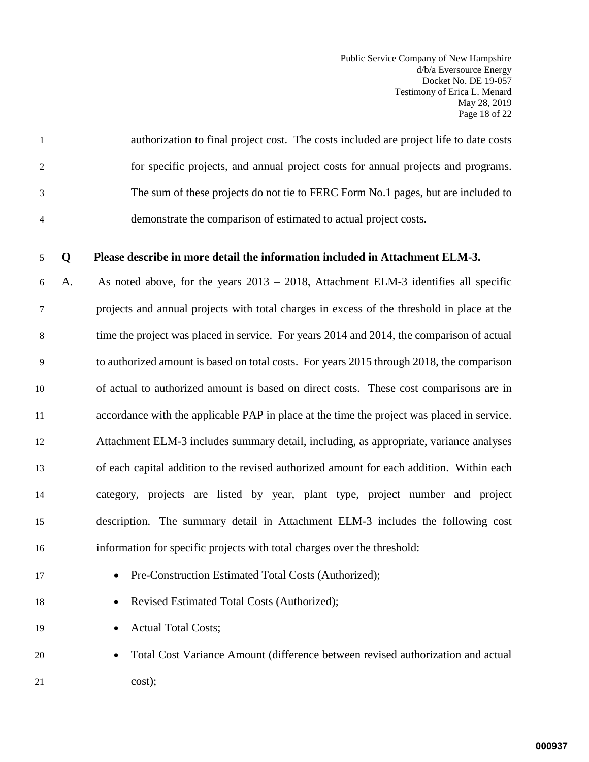authorization to final project cost. The costs included are project life to date costs for specific projects, and annual project costs for annual projects and programs. The sum of these projects do not tie to FERC Form No.1 pages, but are included to demonstrate the comparison of estimated to actual project costs.

**Q Please describe in more detail the information included in Attachment ELM-3.**

A. As noted above, for the years 2013 – 2018, Attachment ELM-3 identifies all specific projects and annual projects with total charges in excess of the threshold in place at the time the project was placed in service. For years 2014 and 2014, the comparison of actual to authorized amount is based on total costs. For years 2015 through 2018, the comparison of actual to authorized amount is based on direct costs. These cost comparisons are in accordance with the applicable PAP in place at the time the project was placed in service. Attachment ELM-3 includes summary detail, including, as appropriate, variance analyses of each capital addition to the revised authorized amount for each addition. Within each category, projects are listed by year, plant type, project number and project description. The summary detail in Attachment ELM-3 includes the following cost information for specific projects with total charges over the threshold:

- Pre-Construction Estimated Total Costs (Authorized);
- Revised Estimated Total Costs (Authorized);
- Actual Total Costs;
- Total Cost Variance Amount (difference between revised authorization and actual cost);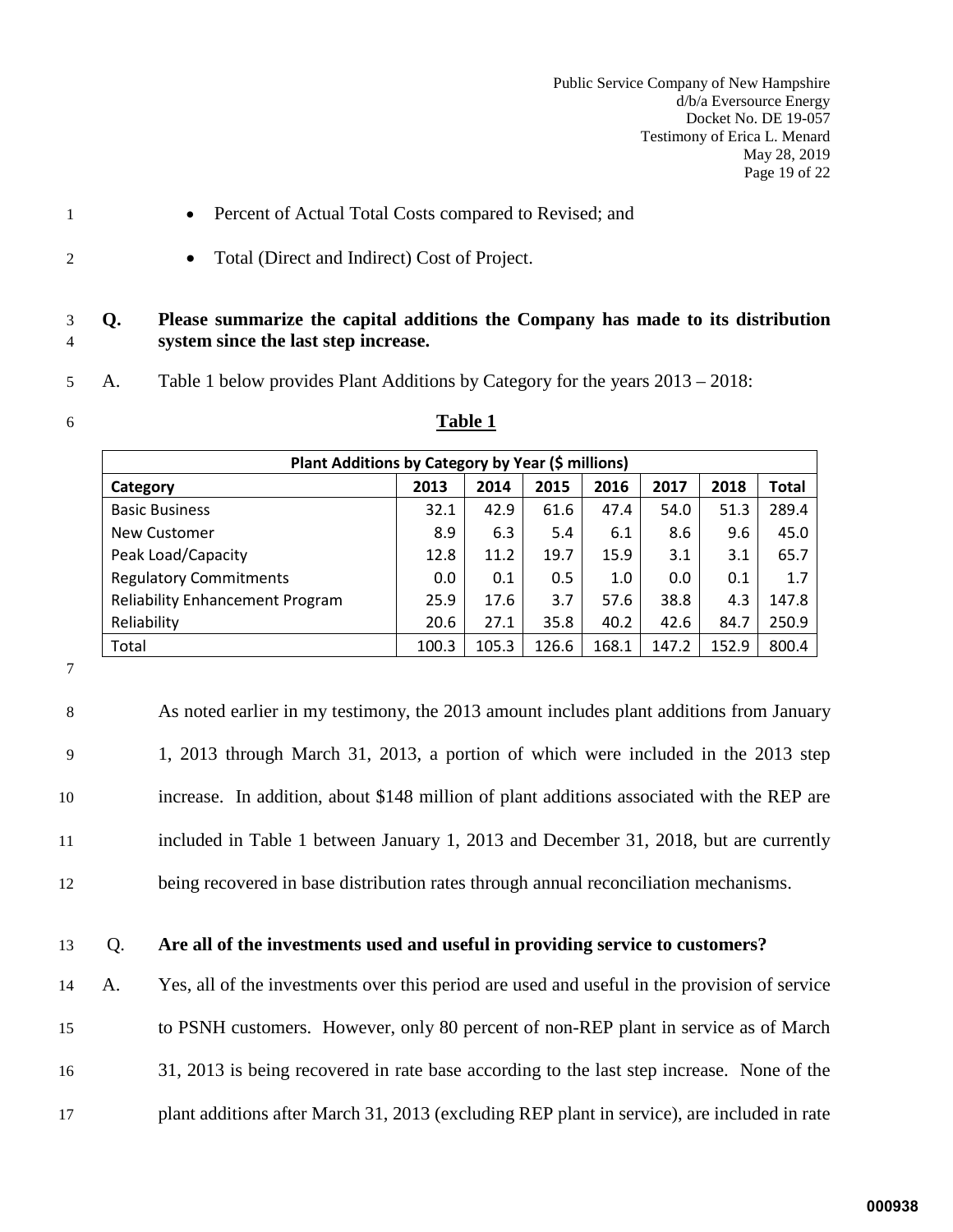- Percent of Actual Total Costs compared to Revised; and
- Total (Direct and Indirect) Cost of Project.

**Q. Please summarize the capital additions the Company has made to its distribution system since the last step increase.**

A. Table 1 below provides Plant Additions by Category for the years 2013 – 2018:

**Table 1**

| Plant Additions by Category by Year ($ millions) | | | | | | | |
|---|---|---|---|---|---|---|---|
| **Category** | **2013** | **2014** | **2015** | **2016** | **2017** | **2018** | **Total** |
| Basic Business | 32.1 | 42.9 | 61.6 | 47.4 | 54.0 | 51.3 | 289.4 |
| New Customer | 8.9 | 6.3 | 5.4 | 6.1 | 8.6 | 9.6 | 45.0 |
| Peak Load/Capacity | 12.8 | 11.2 | 19.7 | 15.9 | 3.1 | 3.1 | 65.7 |
| Regulatory Commitments | 0.0 | 0.1 | 0.5 | 1.0 | 0.0 | 0.1 | 1.7 |
| Reliability Enhancement Program | 25.9 | 17.6 | 3.7 | 57.6 | 38.8 | 4.3 | 147.8 |
| Reliability | 20.6 | 27.1 | 35.8 | 40.2 | 42.6 | 84.7 | 250.9 |
| Total | 100.3 | 105.3 | 126.6 | 168.1 | 147.2 | 152.9 | 800.4 |

As noted earlier in my testimony, the 2013 amount includes plant additions from January 1, 2013 through March 31, 2013, a portion of which were included in the 2013 step increase. In addition, about $148 million of plant additions associated with the REP are included in Table 1 between January 1, 2013 and December 31, 2018, but are currently being recovered in base distribution rates through annual reconciliation mechanisms.

**Q. Are all of the investments used and useful in providing service to customers?**

A. Yes, all of the investments over this period are used and useful in the provision of service to PSNH customers. However, only 80 percent of non-REP plant in service as of March 31, 2013 is being recovered in rate base according to the last step increase. None of the plant additions after March 31, 2013 (excluding REP plant in service), are included in rate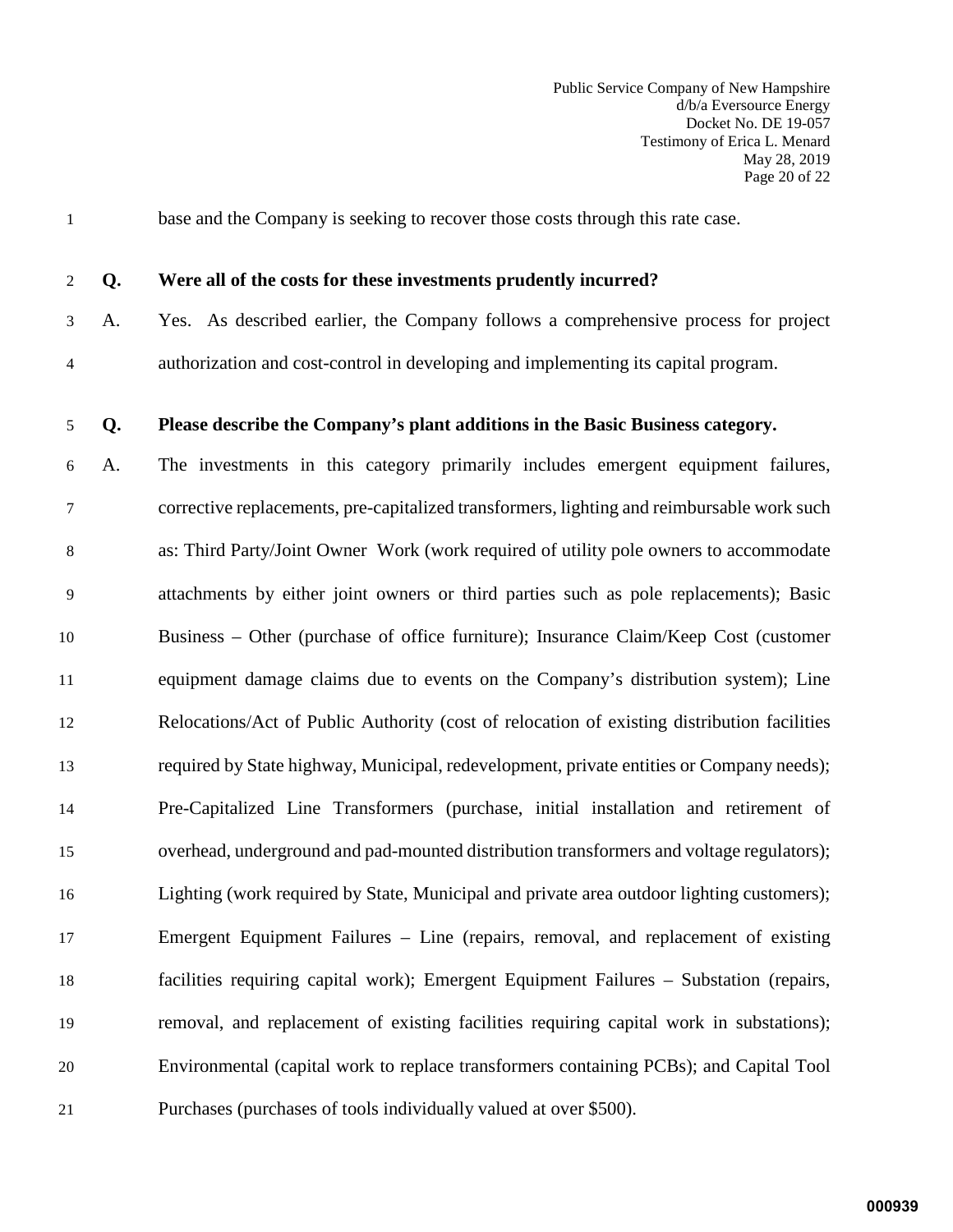base and the Company is seeking to recover those costs through this rate case.

**Q. Were all of the costs for these investments prudently incurred?**

A. Yes. As described earlier, the Company follows a comprehensive process for project authorization and cost-control in developing and implementing its capital program.

**Q. Please describe the Company's plant additions in the Basic Business category.**

A. The investments in this category primarily includes emergent equipment failures, corrective replacements, pre-capitalized transformers, lighting and reimbursable work such as: Third Party/Joint Owner Work (work required of utility pole owners to accommodate attachments by either joint owners or third parties such as pole replacements); Basic Business – Other (purchase of office furniture); Insurance Claim/Keep Cost (customer equipment damage claims due to events on the Company's distribution system); Line Relocations/Act of Public Authority (cost of relocation of existing distribution facilities required by State highway, Municipal, redevelopment, private entities or Company needs); Pre-Capitalized Line Transformers (purchase, initial installation and retirement of overhead, underground and pad-mounted distribution transformers and voltage regulators); Lighting (work required by State, Municipal and private area outdoor lighting customers); Emergent Equipment Failures – Line (repairs, removal, and replacement of existing facilities requiring capital work); Emergent Equipment Failures – Substation (repairs, removal, and replacement of existing facilities requiring capital work in substations); Environmental (capital work to replace transformers containing PCBs); and Capital Tool Purchases (purchases of tools individually valued at over $500).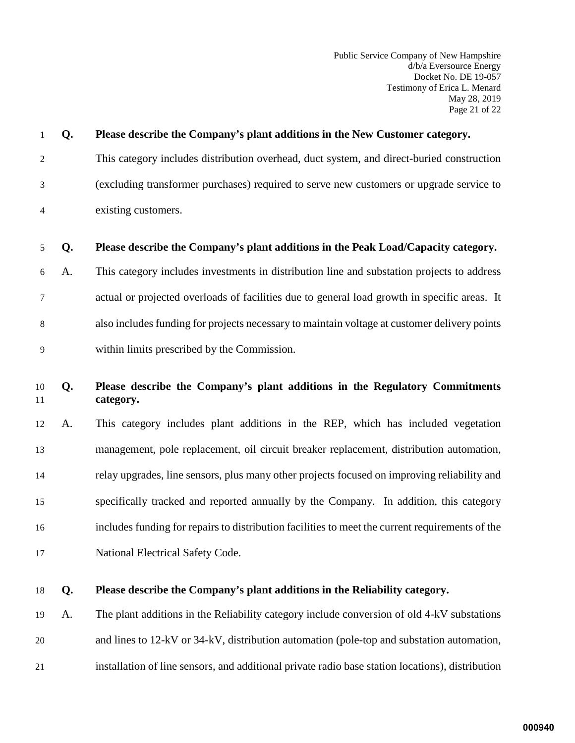**Q. Please describe the Company's plant additions in the New Customer category.**

This category includes distribution overhead, duct system, and direct-buried construction (excluding transformer purchases) required to serve new customers or upgrade service to existing customers.

**Q. Please describe the Company's plant additions in the Peak Load/Capacity category.**

A. This category includes investments in distribution line and substation projects to address actual or projected overloads of facilities due to general load growth in specific areas. It also includes funding for projects necessary to maintain voltage at customer delivery points within limits prescribed by the Commission.

**Q. Please describe the Company's plant additions in the Regulatory Commitments category.**

A. This category includes plant additions in the REP, which has included vegetation management, pole replacement, oil circuit breaker replacement, distribution automation, relay upgrades, line sensors, plus many other projects focused on improving reliability and specifically tracked and reported annually by the Company. In addition, this category includes funding for repairs to distribution facilities to meet the current requirements of the National Electrical Safety Code.

**Q. Please describe the Company's plant additions in the Reliability category.**

A. The plant additions in the Reliability category include conversion of old 4-kV substations and lines to 12-kV or 34-kV, distribution automation (pole-top and substation automation, installation of line sensors, and additional private radio base station locations), distribution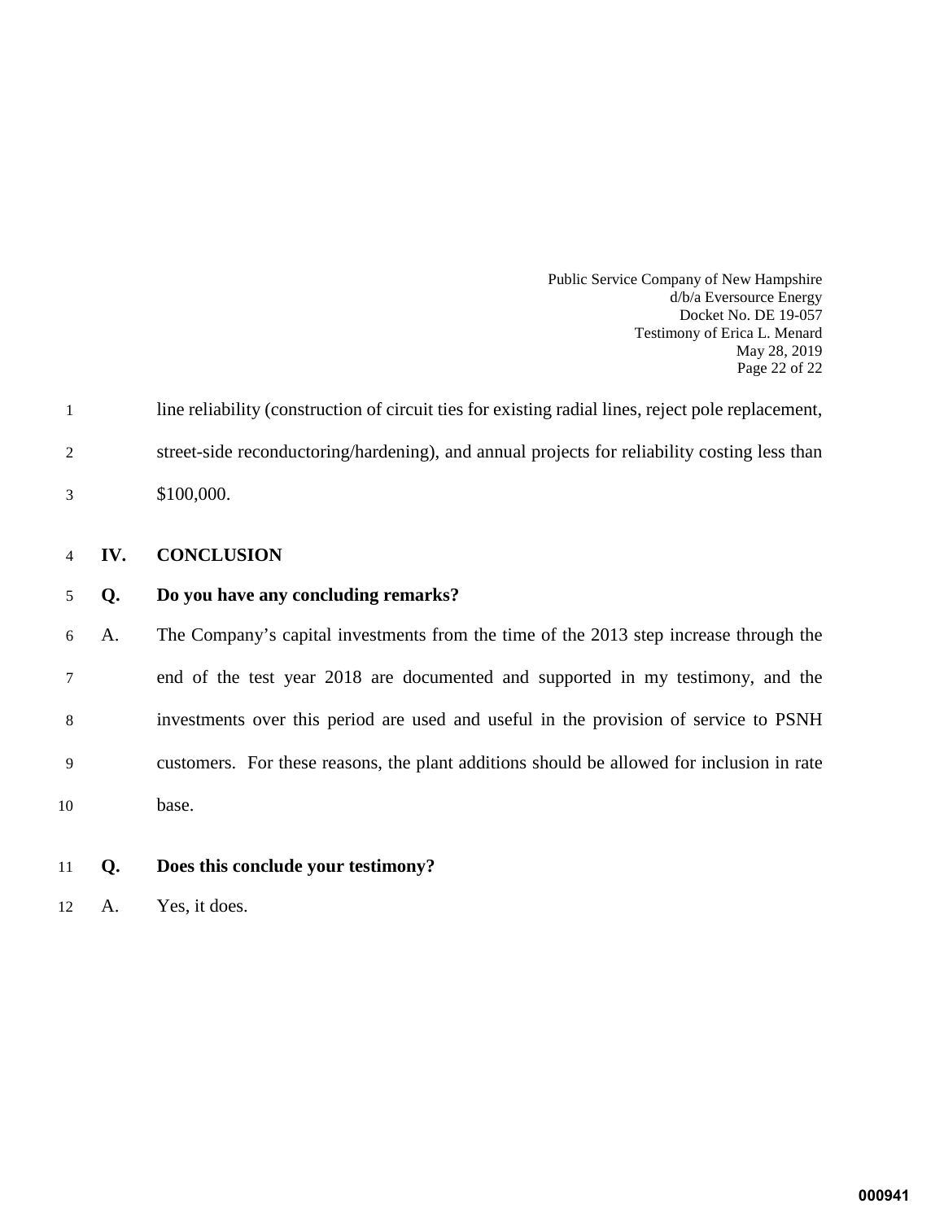line reliability (construction of circuit ties for existing radial lines, reject pole replacement, street-side reconductoring/hardening), and annual projects for reliability costing less than $100,000.

## IV. CONCLUSION

**Q. Do you have any concluding remarks?**

A. The Company's capital investments from the time of the 2013 step increase through the end of the test year 2018 are documented and supported in my testimony, and the investments over this period are used and useful in the provision of service to PSNH customers. For these reasons, the plant additions should be allowed for inclusion in rate base.

**Q. Does this conclude your testimony?**

A. Yes, it does.